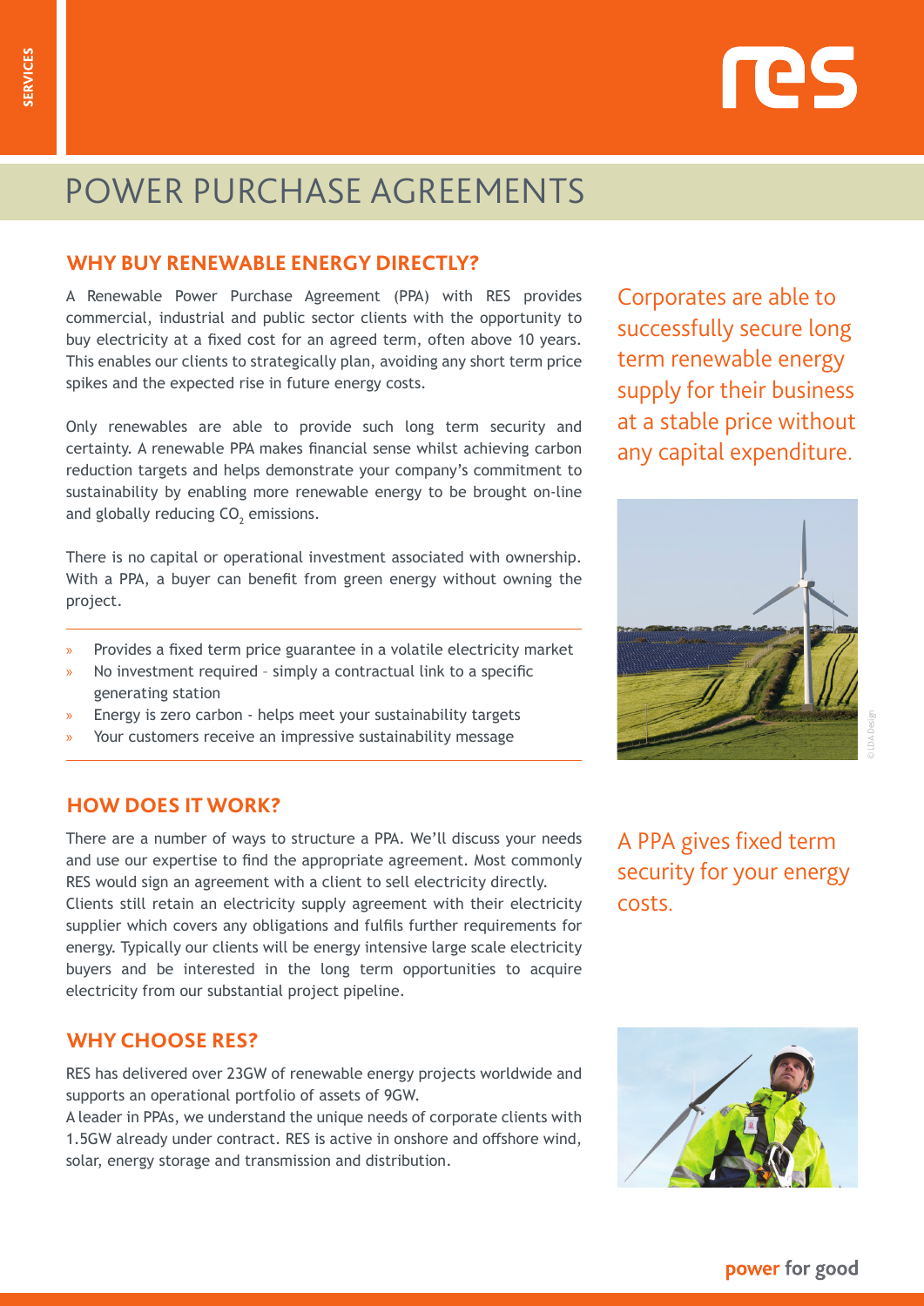# POWER PURCHASE AGREEMENTS

## WHY BUY RENEWABLE ENERGY DIRECTLY?

A Renewable Power Purchase Agreement (PPA) with RES provides commercial, industrial and public sector clients with the opportunity to buy electricity at a fixed cost for an agreed term, often above 10 years. This enables our clients to strategically plan, avoiding any short term price spikes and the expected rise in future energy costs.

Only renewables are able to provide such long term security and certainty. A renewable PPA makes financial sense whilst achieving carbon reduction targets and helps demonstrate your company's commitment to sustainability by enabling more renewable energy to be brought on-line and globally reducing $CO_2$ emissions.

There is no capital or operational investment associated with ownership. With a PPA, a buyer can benefit from green energy without owning the project.

- Provides a fixed term price guarantee in a volatile electricity market
- No investment required – simply a contractual link to a specific generating station
- Energy is zero carbon - helps meet your sustainability targets
- Your customers receive an impressive sustainability message

Corporates are able to successfully secure long term renewable energy supply for their business at a stable price without any capital expenditure.

## HOW DOES IT WORK?

There are a number of ways to structure a PPA. We'll discuss your needs and use our expertise to find the appropriate agreement. Most commonly RES would sign an agreement with a client to sell electricity directly. Clients still retain an electricity supply agreement with their electricity supplier which covers any obligations and fulfils further requirements for energy. Typically our clients will be energy intensive large scale electricity buyers and be interested in the long term opportunities to acquire electricity from our substantial project pipeline.

A PPA gives fixed term security for your energy costs.

## WHY CHOOSE RES?

RES has delivered over 23GW of renewable energy projects worldwide and supports an operational portfolio of assets of 9GW.
A leader in PPAs, we understand the unique needs of corporate clients with 1.5GW already under contract. RES is active in onshore and offshore wind, solar, energy storage and transmission and distribution.

power for good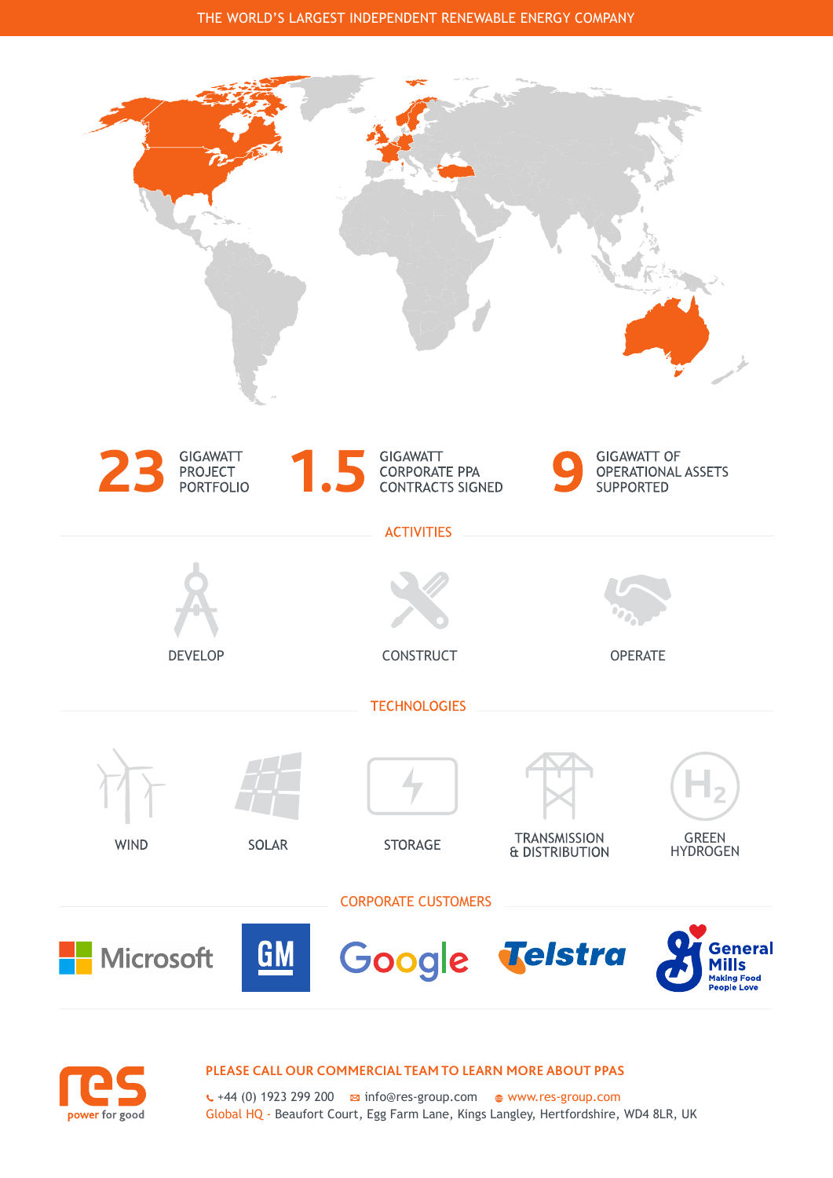THE WORLD'S LARGEST INDEPENDENT RENEWABLE ENERGY COMPANY

**23** GIGAWATT PROJECT PORTFOLIO

**1.5** GIGAWATT CORPORATE PPA CONTRACTS SIGNED

**9** GIGAWATT OF OPERATIONAL ASSETS SUPPORTED

## ACTIVITIES

DEVELOP

CONSTRUCT

OPERATE

## TECHNOLOGIES

WIND

SOLAR

STORAGE

TRANSMISSION & DISTRIBUTION

GREEN HYDROGEN

## CORPORATE CUSTOMERS

Microsoft

GM

Google

Telstra

General Mills — Making Food People Love

res — power for good

**PLEASE CALL OUR COMMERCIAL TEAM TO LEARN MORE ABOUT PPAS**

+44 (0) 1923 299 200 info@res-group.com www.res-group.com

Global HQ - Beaufort Court, Egg Farm Lane, Kings Langley, Hertfordshire, WD4 8LR, UK